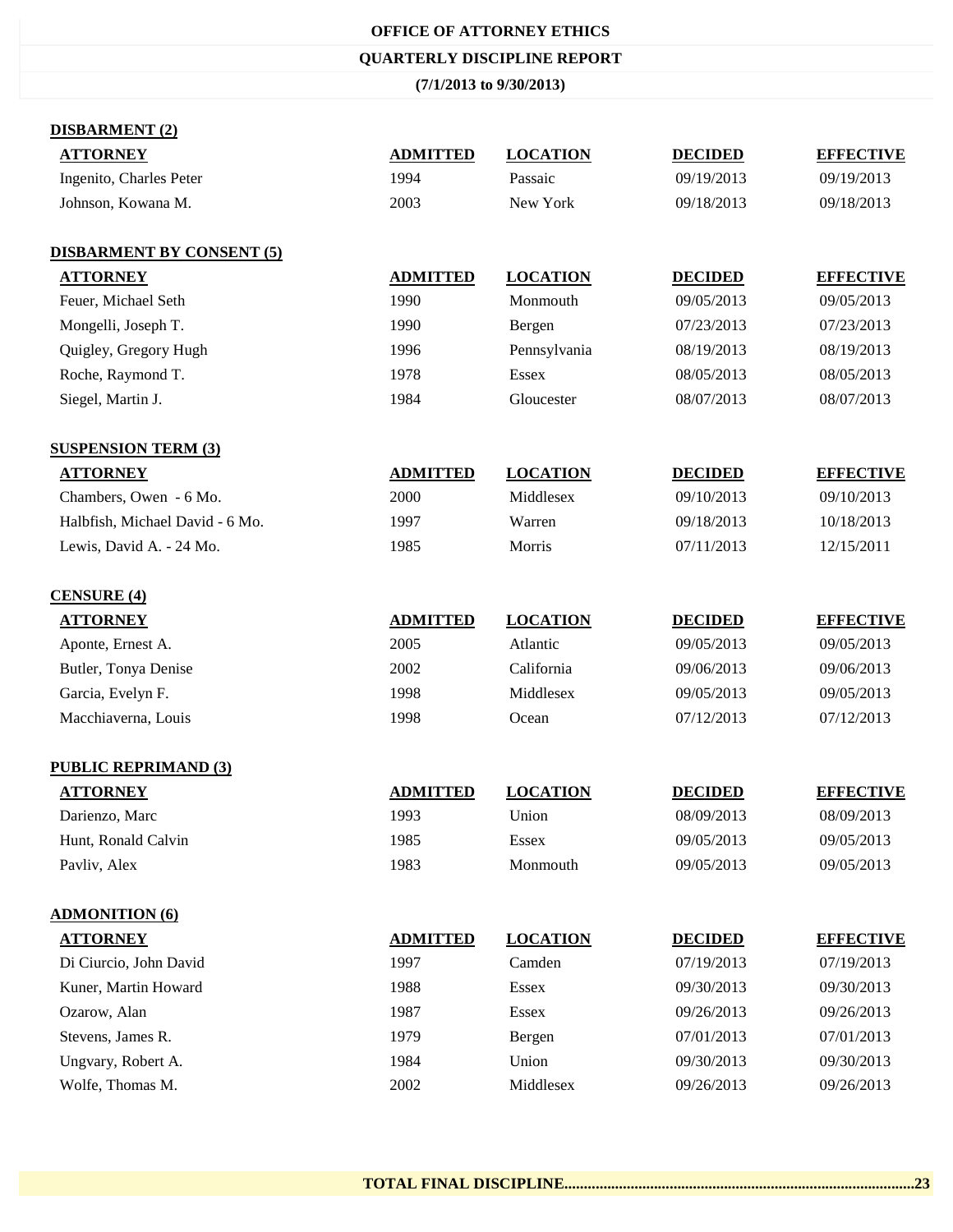# OFFICE OF ATTORNEY ETHICS

## QUARTERLY DISCIPLINE REPORT

**(7/1/2013 to 9/30/2013)**

### DISBARMENT (2)

| ATTORNEY | ADMITTED | LOCATION | DECIDED | EFFECTIVE |
|---|---|---|---|---|
| Ingenito, Charles Peter | 1994 | Passaic | 09/19/2013 | 09/19/2013 |
| Johnson, Kowana M. | 2003 | New York | 09/18/2013 | 09/18/2013 |

### DISBARMENT BY CONSENT (5)

| ATTORNEY | ADMITTED | LOCATION | DECIDED | EFFECTIVE |
|---|---|---|---|---|
| Feuer, Michael Seth | 1990 | Monmouth | 09/05/2013 | 09/05/2013 |
| Mongelli, Joseph T. | 1990 | Bergen | 07/23/2013 | 07/23/2013 |
| Quigley, Gregory Hugh | 1996 | Pennsylvania | 08/19/2013 | 08/19/2013 |
| Roche, Raymond T. | 1978 | Essex | 08/05/2013 | 08/05/2013 |
| Siegel, Martin J. | 1984 | Gloucester | 08/07/2013 | 08/07/2013 |

### SUSPENSION TERM (3)

| ATTORNEY | ADMITTED | LOCATION | DECIDED | EFFECTIVE |
|---|---|---|---|---|
| Chambers, Owen - 6 Mo. | 2000 | Middlesex | 09/10/2013 | 09/10/2013 |
| Halbfish, Michael David - 6 Mo. | 1997 | Warren | 09/18/2013 | 10/18/2013 |
| Lewis, David A. - 24 Mo. | 1985 | Morris | 07/11/2013 | 12/15/2011 |

### CENSURE (4)

| ATTORNEY | ADMITTED | LOCATION | DECIDED | EFFECTIVE |
|---|---|---|---|---|
| Aponte, Ernest A. | 2005 | Atlantic | 09/05/2013 | 09/05/2013 |
| Butler, Tonya Denise | 2002 | California | 09/06/2013 | 09/06/2013 |
| Garcia, Evelyn F. | 1998 | Middlesex | 09/05/2013 | 09/05/2013 |
| Macchiaverna, Louis | 1998 | Ocean | 07/12/2013 | 07/12/2013 |

### PUBLIC REPRIMAND (3)

| ATTORNEY | ADMITTED | LOCATION | DECIDED | EFFECTIVE |
|---|---|---|---|---|
| Darienzo, Marc | 1993 | Union | 08/09/2013 | 08/09/2013 |
| Hunt, Ronald Calvin | 1985 | Essex | 09/05/2013 | 09/05/2013 |
| Pavliv, Alex | 1983 | Monmouth | 09/05/2013 | 09/05/2013 |

### ADMONITION (6)

| ATTORNEY | ADMITTED | LOCATION | DECIDED | EFFECTIVE |
|---|---|---|---|---|
| Di Ciurcio, John David | 1997 | Camden | 07/19/2013 | 07/19/2013 |
| Kuner, Martin Howard | 1988 | Essex | 09/30/2013 | 09/30/2013 |
| Ozarow, Alan | 1987 | Essex | 09/26/2013 | 09/26/2013 |
| Stevens, James R. | 1979 | Bergen | 07/01/2013 | 07/01/2013 |
| Ungvary, Robert A. | 1984 | Union | 09/30/2013 | 09/30/2013 |
| Wolfe, Thomas M. | 2002 | Middlesex | 09/26/2013 | 09/26/2013 |

**TOTAL FINAL DISCIPLINE.........................................................................................23**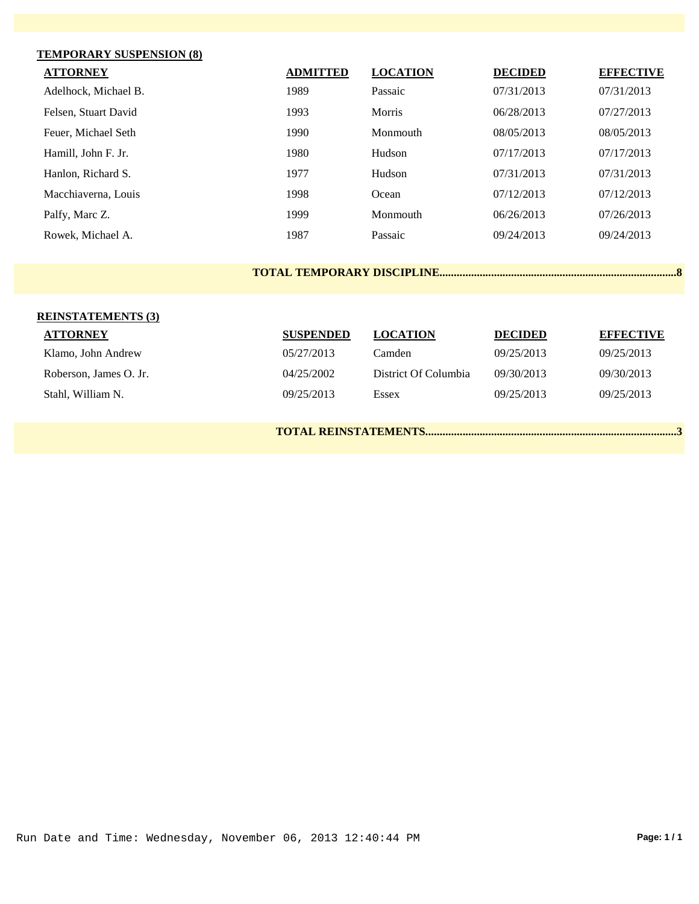**TEMPORARY SUSPENSION (8)**

| ATTORNEY | ADMITTED | LOCATION | DECIDED | EFFECTIVE |
| --- | --- | --- | --- | --- |
| Adelhock, Michael B. | 1989 | Passaic | 07/31/2013 | 07/31/2013 |
| Felsen, Stuart David | 1993 | Morris | 06/28/2013 | 07/27/2013 |
| Feuer, Michael Seth | 1990 | Monmouth | 08/05/2013 | 08/05/2013 |
| Hamill, John F. Jr. | 1980 | Hudson | 07/17/2013 | 07/17/2013 |
| Hanlon, Richard S. | 1977 | Hudson | 07/31/2013 | 07/31/2013 |
| Macchiaverna, Louis | 1998 | Ocean | 07/12/2013 | 07/12/2013 |
| Palfy, Marc Z. | 1999 | Monmouth | 06/26/2013 | 07/26/2013 |
| Rowek, Michael A. | 1987 | Passaic | 09/24/2013 | 09/24/2013 |

**TOTAL TEMPORARY DISCIPLINE..................................................................................8**

**REINSTATEMENTS (3)**

| ATTORNEY | SUSPENDED | LOCATION | DECIDED | EFFECTIVE |
| --- | --- | --- | --- | --- |
| Klamo, John Andrew | 05/27/2013 | Camden | 09/25/2013 | 09/25/2013 |
| Roberson, James O. Jr. | 04/25/2002 | District Of Columbia | 09/30/2013 | 09/30/2013 |
| Stahl, William N. | 09/25/2013 | Essex | 09/25/2013 | 09/25/2013 |

**TOTAL REINSTATEMENTS.......................................................................................3**

Run Date and Time: Wednesday, November 06, 2013 12:40:44 PM